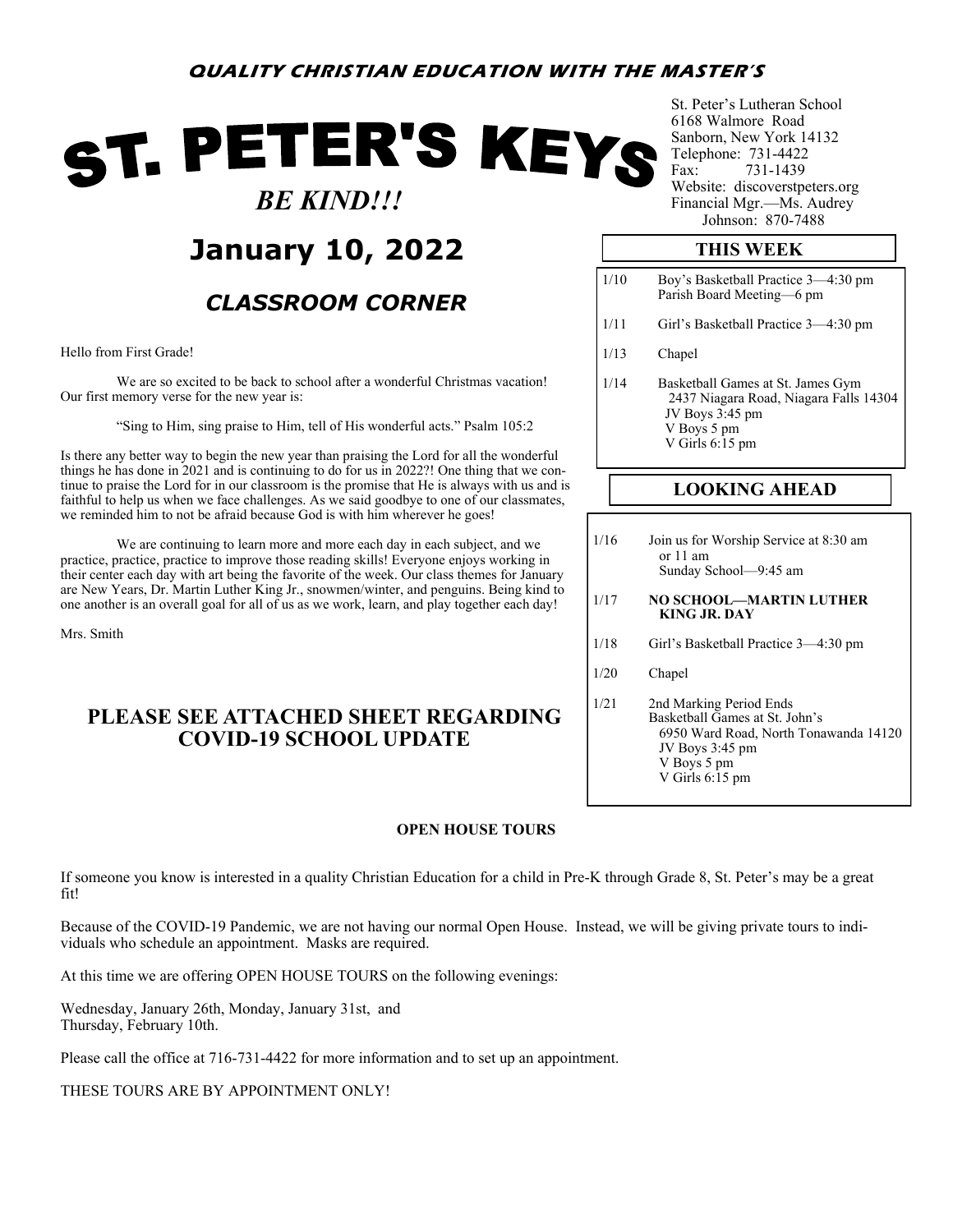**QUALITY CHRISTIAN EDUCATION WITH THE MASTER'S**

# ST. PETER'S KEYS

***BE KIND!!!***

St. Peter's Lutheran School
6168 Walmore Road
Sanborn, New York 14132
Telephone: 731-4422
Fax: 731-1439
Website: discoverstpeters.org
Financial Mgr.—Ms. Audrey Johnson: 870-7488

## January 10, 2022

### *CLASSROOM CORNER*

Hello from First Grade!

We are so excited to be back to school after a wonderful Christmas vacation! Our first memory verse for the new year is:

"Sing to Him, sing praise to Him, tell of His wonderful acts." Psalm 105:2

Is there any better way to begin the new year than praising the Lord for all the wonderful things he has done in 2021 and is continuing to do for us in 2022?! One thing that we continue to praise the Lord for in our classroom is the promise that He is always with us and is faithful to help us when we face challenges. As we said goodbye to one of our classmates, we reminded him to not be afraid because God is with him wherever he goes!

We are continuing to learn more and more each day in each subject, and we practice, practice, practice to improve those reading skills! Everyone enjoys working in their center each day with art being the favorite of the week. Our class themes for January are New Years, Dr. Martin Luther King Jr., snowmen/winter, and penguins. Being kind to one another is an overall goal for all of us as we work, learn, and play together each day!

Mrs. Smith

## PLEASE SEE ATTACHED SHEET REGARDING COVID-19 SCHOOL UPDATE

### THIS WEEK

- 1/10 Boy's Basketball Practice 3—4:30 pm
  Parish Board Meeting—6 pm
- 1/11 Girl's Basketball Practice 3—4:30 pm
- 1/13 Chapel
- 1/14 Basketball Games at St. James Gym
  2437 Niagara Road, Niagara Falls 14304
  JV Boys 3:45 pm
  V Boys 5 pm
  V Girls 6:15 pm

### LOOKING AHEAD

- 1/16 Join us for Worship Service at 8:30 am or 11 am
  Sunday School—9:45 am
- 1/17 **NO SCHOOL—MARTIN LUTHER KING JR. DAY**
- 1/18 Girl's Basketball Practice 3—4:30 pm
- 1/20 Chapel
- 1/21 2nd Marking Period Ends
  Basketball Games at St. John's
  6950 Ward Road, North Tonawanda 14120
  JV Boys 3:45 pm
  V Boys 5 pm
  V Girls 6:15 pm

### OPEN HOUSE TOURS

If someone you know is interested in a quality Christian Education for a child in Pre-K through Grade 8, St. Peter's may be a great fit!

Because of the COVID-19 Pandemic, we are not having our normal Open House. Instead, we will be giving private tours to individuals who schedule an appointment. Masks are required.

At this time we are offering OPEN HOUSE TOURS on the following evenings:

Wednesday, January 26th, Monday, January 31st, and
Thursday, February 10th.

Please call the office at 716-731-4422 for more information and to set up an appointment.

THESE TOURS ARE BY APPOINTMENT ONLY!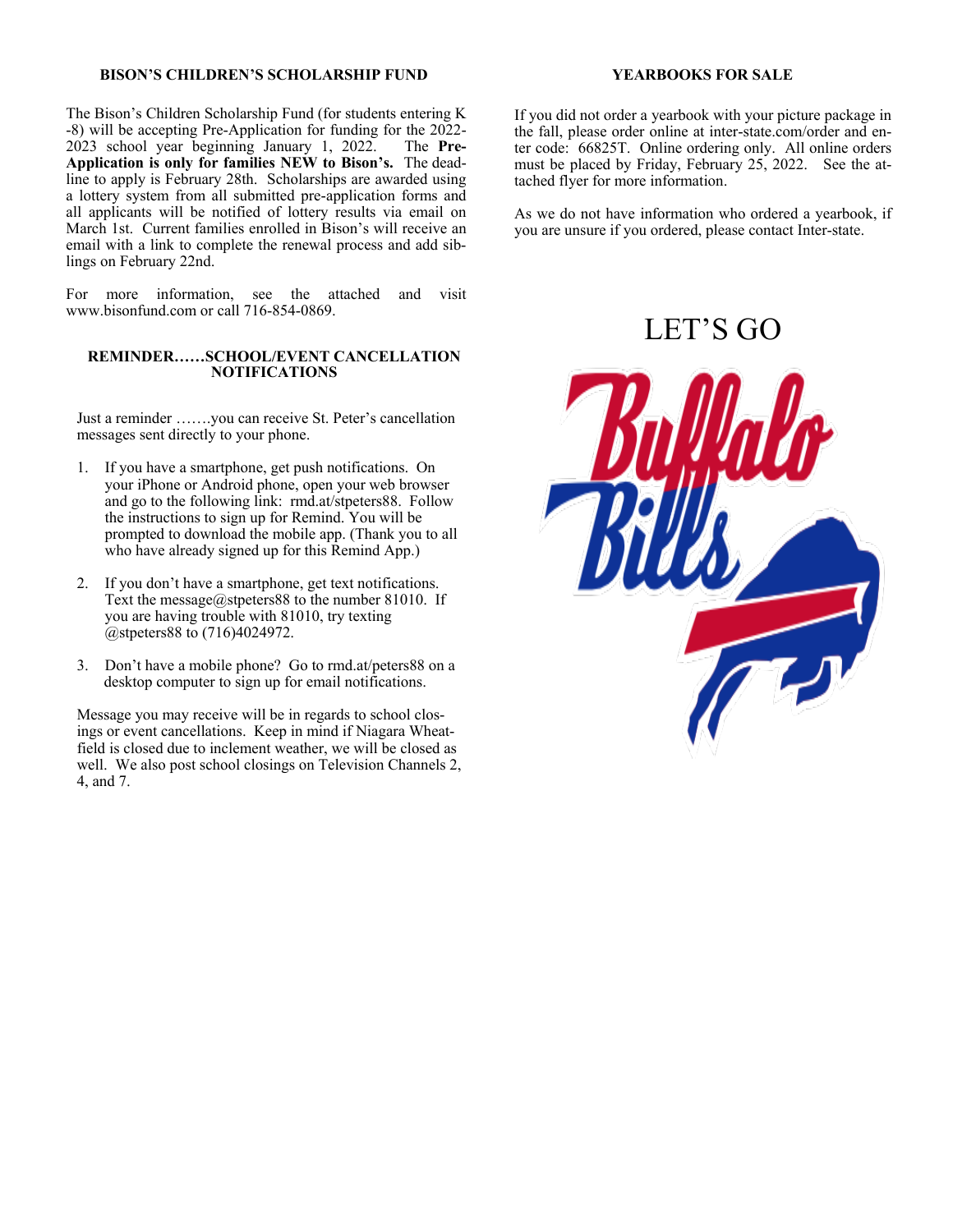## BISON'S CHILDREN'S SCHOLARSHIP FUND

The Bison's Children Scholarship Fund (for students entering K-8) will be accepting Pre-Application for funding for the 2022-2023 school year beginning January 1, 2022. The **Pre-Application is only for families NEW to Bison's.** The deadline to apply is February 28th. Scholarships are awarded using a lottery system from all submitted pre-application forms and all applicants will be notified of lottery results via email on March 1st. Current families enrolled in Bison's will receive an email with a link to complete the renewal process and add siblings on February 22nd.

For more information, see the attached and visit www.bisonfund.com or call 716-854-0869.

## REMINDER……SCHOOL/EVENT CANCELLATION NOTIFICATIONS

Just a reminder …….you can receive St. Peter's cancellation messages sent directly to your phone.

1. If you have a smartphone, get push notifications. On your iPhone or Android phone, open your web browser and go to the following link: rmd.at/stpeters88. Follow the instructions to sign up for Remind. You will be prompted to download the mobile app. (Thank you to all who have already signed up for this Remind App.)

2. If you don't have a smartphone, get text notifications. Text the message@stpeters88 to the number 81010. If you are having trouble with 81010, try texting @stpeters88 to (716)4024972.

3. Don't have a mobile phone? Go to rmd.at/peters88 on a desktop computer to sign up for email notifications.

Message you may receive will be in regards to school closings or event cancellations. Keep in mind if Niagara Wheatfield is closed due to inclement weather, we will be closed as well. We also post school closings on Television Channels 2, 4, and 7.

## YEARBOOKS FOR SALE

If you did not order a yearbook with your picture package in the fall, please order online at inter-state.com/order and enter code: 66825T. Online ordering only. All online orders must be placed by Friday, February 25, 2022. See the attached flyer for more information.

As we do not have information who ordered a yearbook, if you are unsure if you ordered, please contact Inter-state.

LET'S GO

Buffalo Bills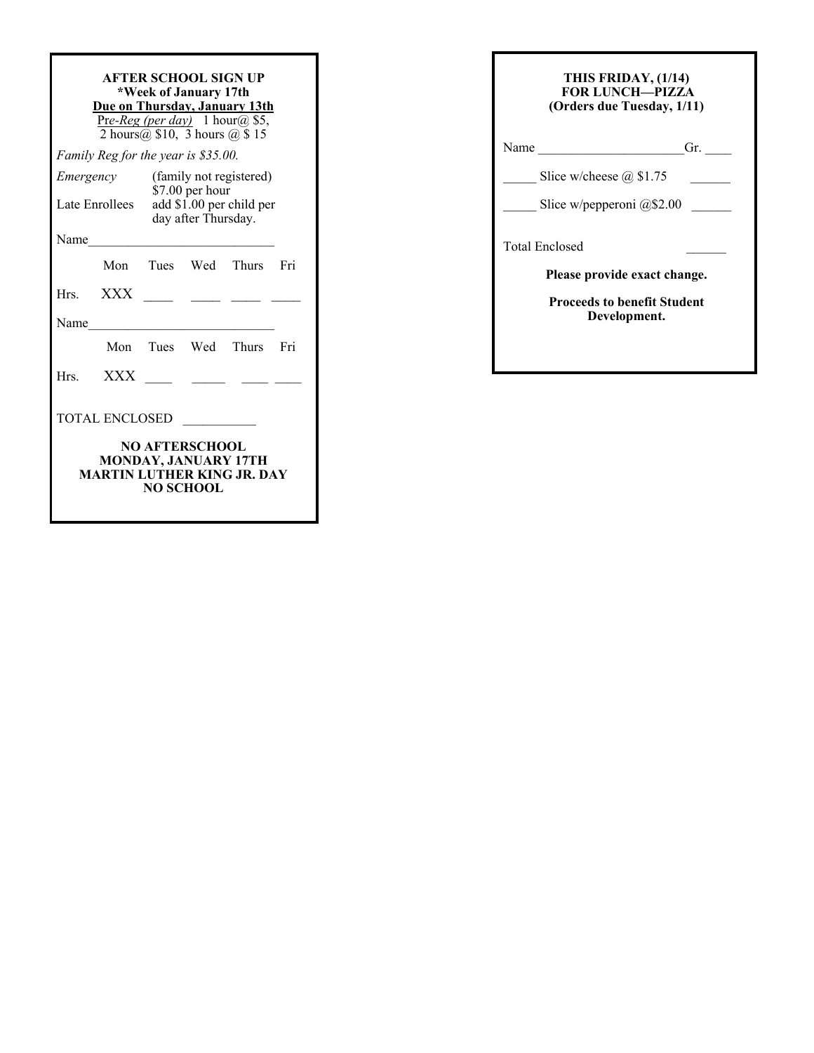**AFTER SCHOOL SIGN UP**
**\*Week of January 17th**
**Due on Thursday, January 13th**

Pre-*Reg (per day)* 1 hour@ $5, 2 hours@ $10, 3 hours @ $ 15

*Family Reg for the year is $35.00.*

*Emergency* (family not registered) $7.00 per hour

Late Enrollees add $1.00 per child per day after Thursday.

Name____________________________

| | Mon | Tues | Wed | Thurs | Fri |
|---|---|---|---|---|---|
| Hrs. | XXX | ____ | ____ | ____ | ____ |

Name____________________________

| | Mon | Tues | Wed | Thurs | Fri |
|---|---|---|---|---|---|
| Hrs. | XXX | ____ | _____ | ____ | ____ |

TOTAL ENCLOSED ___________

**NO AFTERSCHOOL**
**MONDAY, JANUARY 17TH**
**MARTIN LUTHER KING JR. DAY**
**NO SCHOOL**

**THIS FRIDAY, (1/14)**
**FOR LUNCH—PIZZA**
**(Orders due Tuesday, 1/11)**

Name ______________________Gr. ____

_____ Slice w/cheese @ $1.75 ______

_____ Slice w/pepperoni @$2.00 ______

Total Enclosed ______

**Please provide exact change.**

**Proceeds to benefit Student Development.**